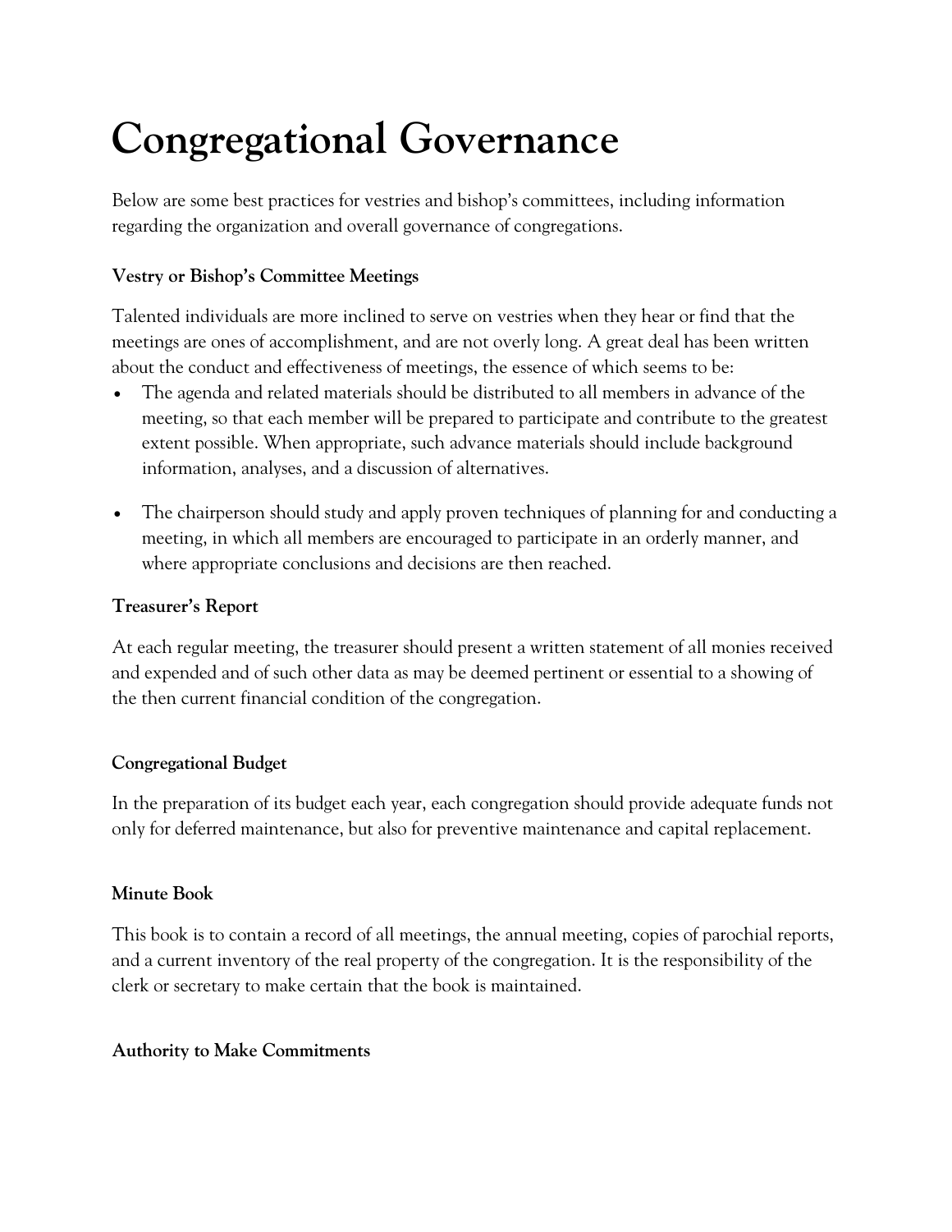# Congregational Governance

Below are some best practices for vestries and bishop's committees, including information regarding the organization and overall governance of congregations.

### Vestry or Bishop's Committee Meetings

Talented individuals are more inclined to serve on vestries when they hear or find that the meetings are ones of accomplishment, and are not overly long. A great deal has been written about the conduct and effectiveness of meetings, the essence of which seems to be:

- The agenda and related materials should be distributed to all members in advance of the meeting, so that each member will be prepared to participate and contribute to the greatest extent possible. When appropriate, such advance materials should include background information, analyses, and a discussion of alternatives.
- The chairperson should study and apply proven techniques of planning for and conducting a meeting, in which all members are encouraged to participate in an orderly manner, and where appropriate conclusions and decisions are then reached.

### Treasurer's Report

At each regular meeting, the treasurer should present a written statement of all monies received and expended and of such other data as may be deemed pertinent or essential to a showing of the then current financial condition of the congregation.

### Congregational Budget

In the preparation of its budget each year, each congregation should provide adequate funds not only for deferred maintenance, but also for preventive maintenance and capital replacement.

### Minute Book

This book is to contain a record of all meetings, the annual meeting, copies of parochial reports, and a current inventory of the real property of the congregation. It is the responsibility of the clerk or secretary to make certain that the book is maintained.

### Authority to Make Commitments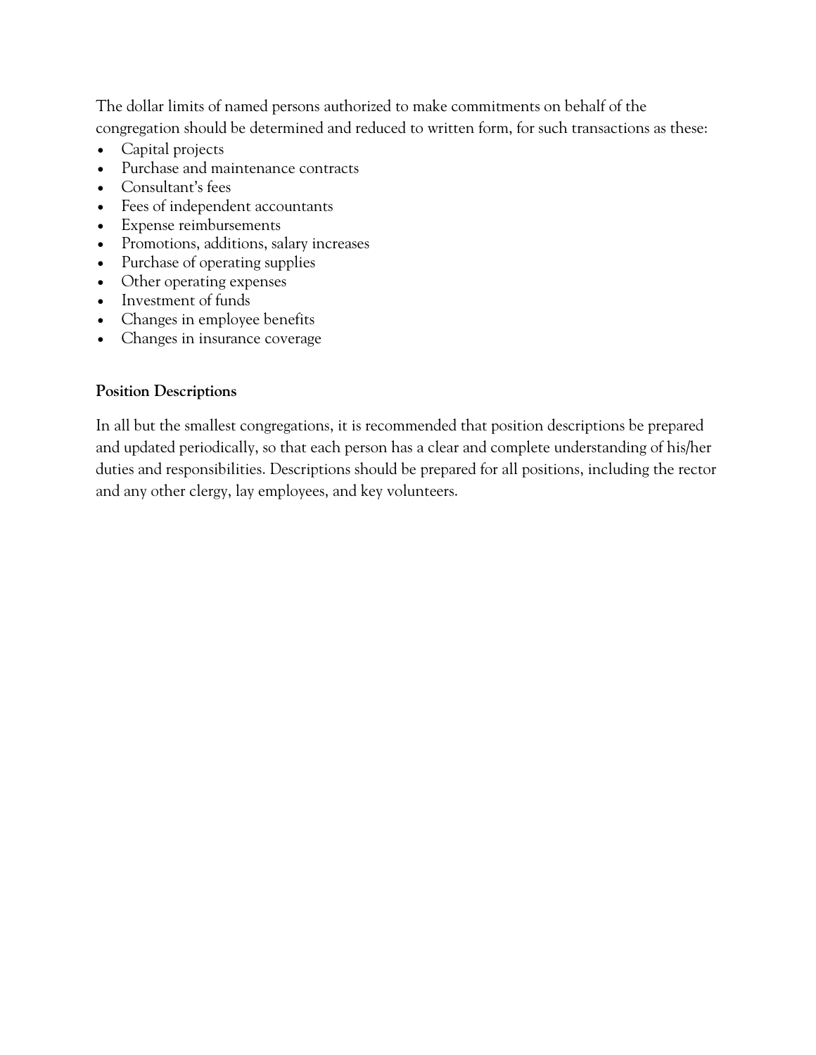The dollar limits of named persons authorized to make commitments on behalf of the congregation should be determined and reduced to written form, for such transactions as these:

- Capital projects
- Purchase and maintenance contracts
- Consultant's fees
- Fees of independent accountants
- Expense reimbursements
- Promotions, additions, salary increases
- Purchase of operating supplies
- Other operating expenses
- Investment of funds
- Changes in employee benefits
- Changes in insurance coverage

**Position Descriptions**

In all but the smallest congregations, it is recommended that position descriptions be prepared and updated periodically, so that each person has a clear and complete understanding of his/her duties and responsibilities. Descriptions should be prepared for all positions, including the rector and any other clergy, lay employees, and key volunteers.